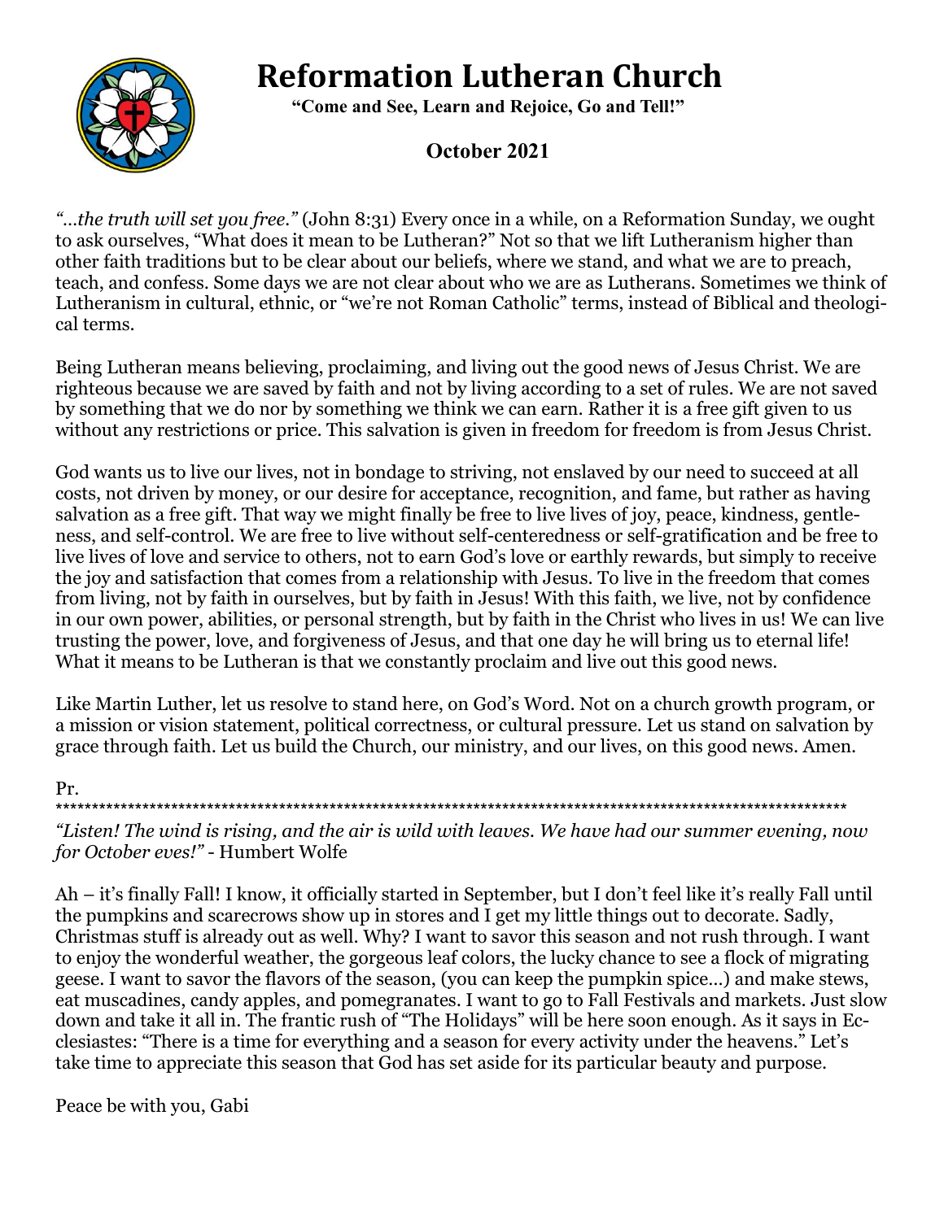# Reformation Lutheran Church

**"Come and See, Learn and Rejoice, Go and Tell!"**

**October 2021**

*"…the truth will set you free."* (John 8:31) Every once in a while, on a Reformation Sunday, we ought to ask ourselves, "What does it mean to be Lutheran?" Not so that we lift Lutheranism higher than other faith traditions but to be clear about our beliefs, where we stand, and what we are to preach, teach, and confess. Some days we are not clear about who we are as Lutherans. Sometimes we think of Lutheranism in cultural, ethnic, or "we're not Roman Catholic" terms, instead of Biblical and theological terms.

Being Lutheran means believing, proclaiming, and living out the good news of Jesus Christ. We are righteous because we are saved by faith and not by living according to a set of rules. We are not saved by something that we do nor by something we think we can earn. Rather it is a free gift given to us without any restrictions or price. This salvation is given in freedom for freedom is from Jesus Christ.

God wants us to live our lives, not in bondage to striving, not enslaved by our need to succeed at all costs, not driven by money, or our desire for acceptance, recognition, and fame, but rather as having salvation as a free gift. That way we might finally be free to live lives of joy, peace, kindness, gentleness, and self-control. We are free to live without self-centeredness or self-gratification and be free to live lives of love and service to others, not to earn God's love or earthly rewards, but simply to receive the joy and satisfaction that comes from a relationship with Jesus. To live in the freedom that comes from living, not by faith in ourselves, but by faith in Jesus! With this faith, we live, not by confidence in our own power, abilities, or personal strength, but by faith in the Christ who lives in us! We can live trusting the power, love, and forgiveness of Jesus, and that one day he will bring us to eternal life! What it means to be Lutheran is that we constantly proclaim and live out this good news.

Like Martin Luther, let us resolve to stand here, on God's Word. Not on a church growth program, or a mission or vision statement, political correctness, or cultural pressure. Let us stand on salvation by grace through faith. Let us build the Church, our ministry, and our lives, on this good news. Amen.

Pr.

*******************************************************************************************************************

*"Listen! The wind is rising, and the air is wild with leaves. We have had our summer evening, now for October eves!"* - Humbert Wolfe

Ah – it's finally Fall! I know, it officially started in September, but I don't feel like it's really Fall until the pumpkins and scarecrows show up in stores and I get my little things out to decorate. Sadly, Christmas stuff is already out as well. Why? I want to savor this season and not rush through. I want to enjoy the wonderful weather, the gorgeous leaf colors, the lucky chance to see a flock of migrating geese. I want to savor the flavors of the season, (you can keep the pumpkin spice…) and make stews, eat muscadines, candy apples, and pomegranates. I want to go to Fall Festivals and markets. Just slow down and take it all in. The frantic rush of "The Holidays" will be here soon enough. As it says in Ecclesiastes: "There is a time for everything and a season for every activity under the heavens." Let's take time to appreciate this season that God has set aside for its particular beauty and purpose.

Peace be with you, Gabi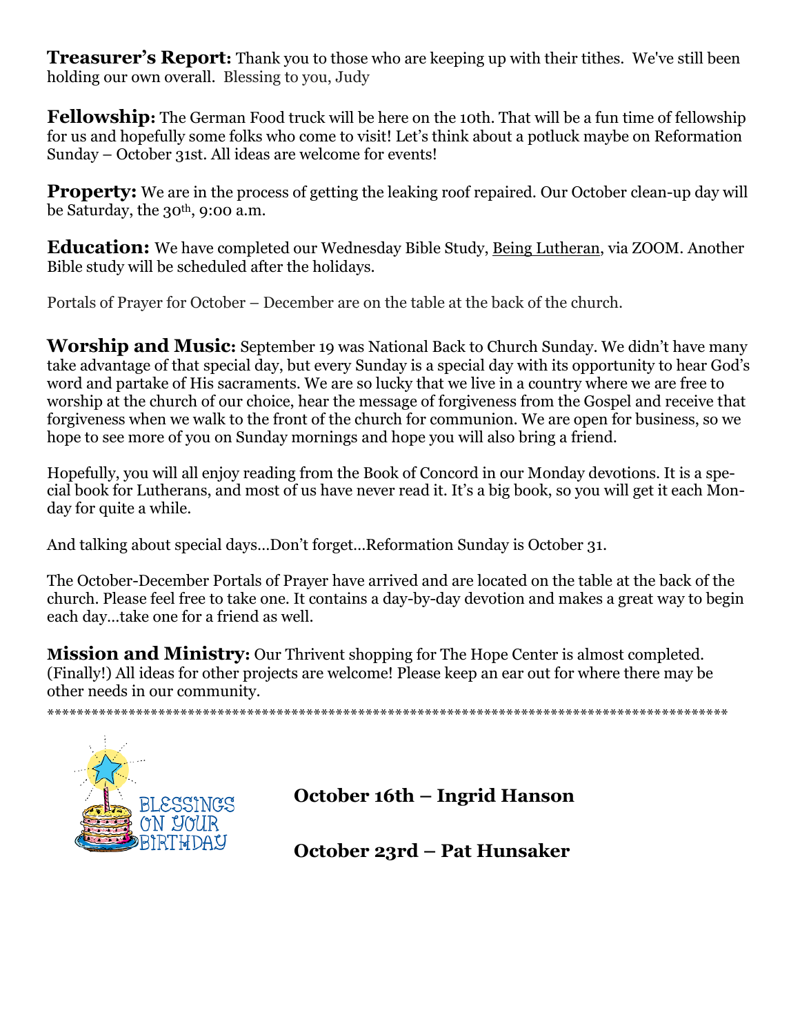**Treasurer's Report:** Thank you to those who are keeping up with their tithes. We've still been holding our own overall. Blessing to you, Judy

**Fellowship:** The German Food truck will be here on the 10th. That will be a fun time of fellowship for us and hopefully some folks who come to visit! Let's think about a potluck maybe on Reformation Sunday – October 31st. All ideas are welcome for events!

**Property:** We are in the process of getting the leaking roof repaired. Our October clean-up day will be Saturday, the 30th, 9:00 a.m.

**Education:** We have completed our Wednesday Bible Study, Being Lutheran, via ZOOM. Another Bible study will be scheduled after the holidays.

Portals of Prayer for October – December are on the table at the back of the church.

**Worship and Music:** September 19 was National Back to Church Sunday. We didn't have many take advantage of that special day, but every Sunday is a special day with its opportunity to hear God's word and partake of His sacraments. We are so lucky that we live in a country where we are free to worship at the church of our choice, hear the message of forgiveness from the Gospel and receive that forgiveness when we walk to the front of the church for communion. We are open for business, so we hope to see more of you on Sunday mornings and hope you will also bring a friend.

Hopefully, you will all enjoy reading from the Book of Concord in our Monday devotions. It is a special book for Lutherans, and most of us have never read it. It's a big book, so you will get it each Monday for quite a while.

And talking about special days…Don't forget…Reformation Sunday is October 31.

The October-December Portals of Prayer have arrived and are located on the table at the back of the church. Please feel free to take one. It contains a day-by-day devotion and makes a great way to begin each day…take one for a friend as well.

**Mission and Ministry:** Our Thrivent shopping for The Hope Center is almost completed. (Finally!) All ideas for other projects are welcome! Please keep an ear out for where there may be other needs in our community.

*************************************************************************************************

BLESSINGS ON YOUR BIRTHDAY

**October 16th – Ingrid Hanson**

**October 23rd – Pat Hunsaker**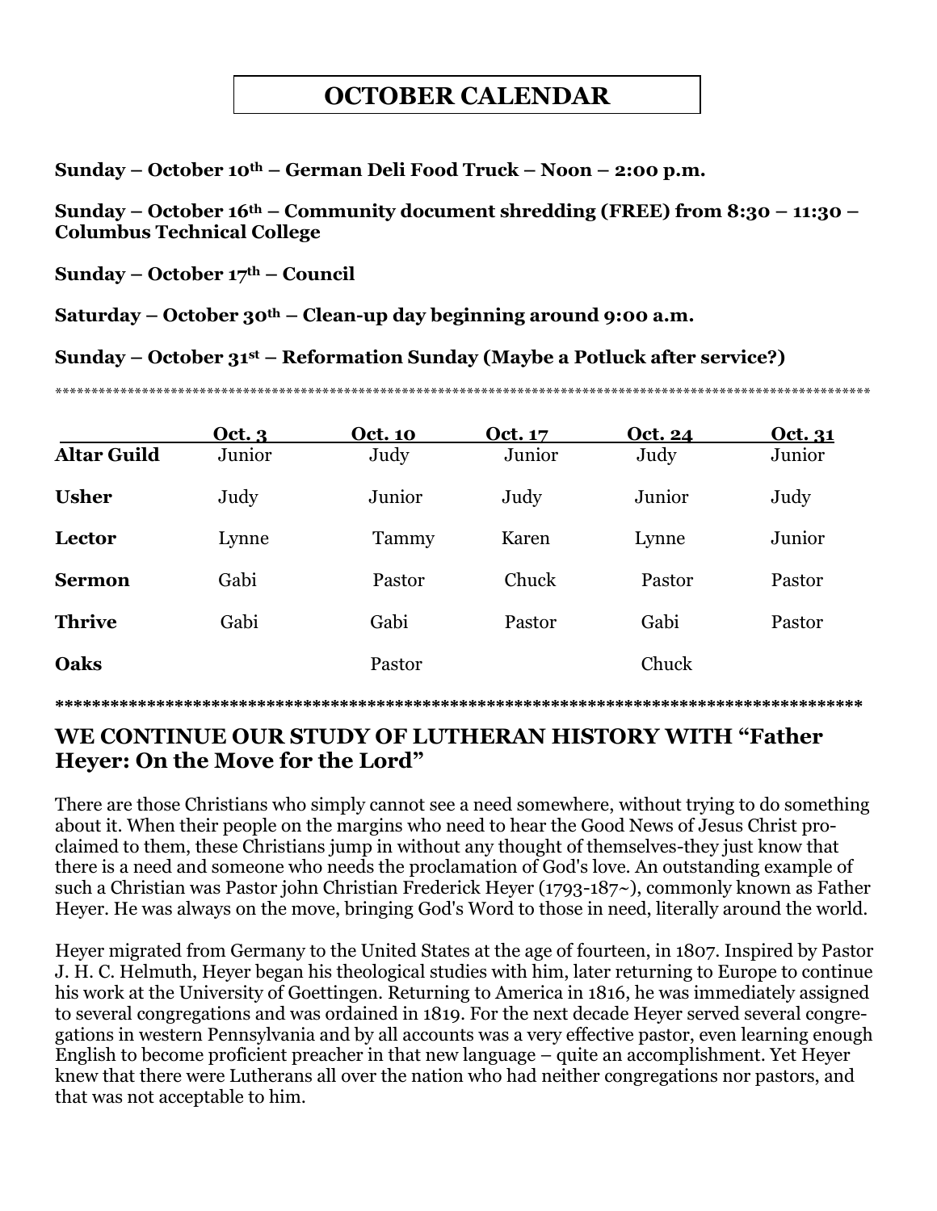# OCTOBER CALENDAR

**Sunday – October 10th – German Deli Food Truck – Noon – 2:00 p.m.**

**Sunday – October 16th – Community document shredding (FREE) from 8:30 – 11:30 – Columbus Technical College**

**Sunday – October 17th – Council**

**Saturday – October 30th – Clean-up day beginning around 9:00 a.m.**

**Sunday – October 31st – Reformation Sunday (Maybe a Potluck after service?)**

**********************************************************************************************************************

| | Oct. 3 | Oct. 10 | Oct. 17 | Oct. 24 | Oct. 31 |
|---|---|---|---|---|---|
| **Altar Guild** | Junior | Judy | Junior | Judy | Junior |
| **Usher** | Judy | Junior | Judy | Junior | Judy |
| **Lector** | Lynne | Tammy | Karen | Lynne | Junior |
| **Sermon** | Gabi | Pastor | Chuck | Pastor | Pastor |
| **Thrive** | Gabi | Gabi | Pastor | Gabi | Pastor |
| **Oaks** | | Pastor | | Chuck | |

**********************************************************************************************

## WE CONTINUE OUR STUDY OF LUTHERAN HISTORY WITH "Father Heyer: On the Move for the Lord"

There are those Christians who simply cannot see a need somewhere, without trying to do something about it. When their people on the margins who need to hear the Good News of Jesus Christ proclaimed to them, these Christians jump in without any thought of themselves-they just know that there is a need and someone who needs the proclamation of God's love. An outstanding example of such a Christian was Pastor john Christian Frederick Heyer (1793-187~), commonly known as Father Heyer. He was always on the move, bringing God's Word to those in need, literally around the world.

Heyer migrated from Germany to the United States at the age of fourteen, in 1807. Inspired by Pastor J. H. C. Helmuth, Heyer began his theological studies with him, later returning to Europe to continue his work at the University of Goettingen. Returning to America in 1816, he was immediately assigned to several congregations and was ordained in 1819. For the next decade Heyer served several congregations in western Pennsylvania and by all accounts was a very effective pastor, even learning enough English to become proficient preacher in that new language – quite an accomplishment. Yet Heyer knew that there were Lutherans all over the nation who had neither congregations nor pastors, and that was not acceptable to him.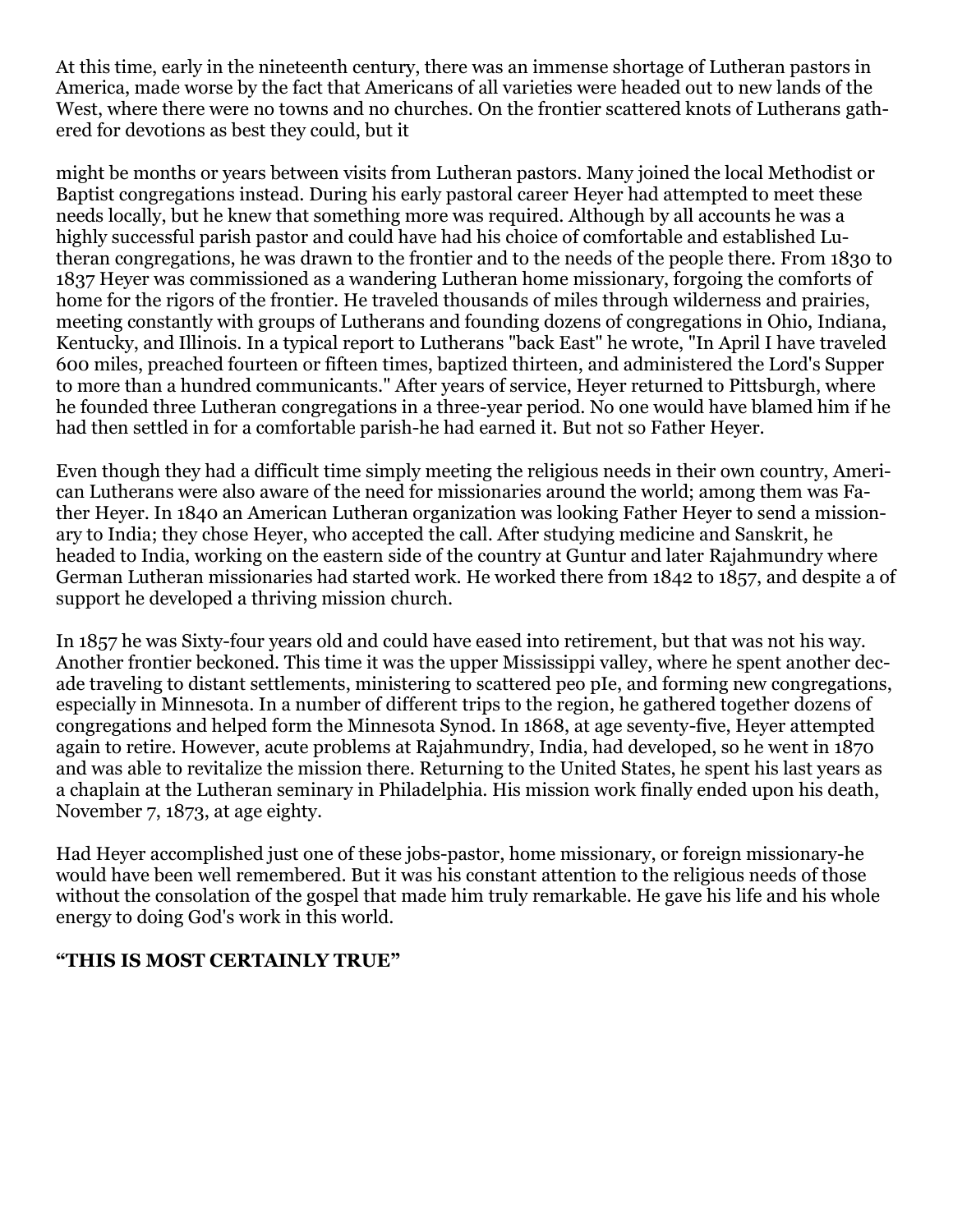At this time, early in the nineteenth century, there was an immense shortage of Lutheran pastors in America, made worse by the fact that Americans of all varieties were headed out to new lands of the West, where there were no towns and no churches. On the frontier scattered knots of Lutherans gathered for devotions as best they could, but it

might be months or years between visits from Lutheran pastors. Many joined the local Methodist or Baptist congregations instead. During his early pastoral career Heyer had attempted to meet these needs locally, but he knew that something more was required. Although by all accounts he was a highly successful parish pastor and could have had his choice of comfortable and established Lutheran congregations, he was drawn to the frontier and to the needs of the people there. From 1830 to 1837 Heyer was commissioned as a wandering Lutheran home missionary, forgoing the comforts of home for the rigors of the frontier. He traveled thousands of miles through wilderness and prairies, meeting constantly with groups of Lutherans and founding dozens of congregations in Ohio, Indiana, Kentucky, and Illinois. In a typical report to Lutherans "back East" he wrote, "In April I have traveled 600 miles, preached fourteen or fifteen times, baptized thirteen, and administered the Lord's Supper to more than a hundred communicants." After years of service, Heyer returned to Pittsburgh, where he founded three Lutheran congregations in a three-year period. No one would have blamed him if he had then settled in for a comfortable parish-he had earned it. But not so Father Heyer.

Even though they had a difficult time simply meeting the religious needs in their own country, American Lutherans were also aware of the need for missionaries around the world; among them was Father Heyer. In 1840 an American Lutheran organization was looking Father Heyer to send a missionary to India; they chose Heyer, who accepted the call. After studying medicine and Sanskrit, he headed to India, working on the eastern side of the country at Guntur and later Rajahmundry where German Lutheran missionaries had started work. He worked there from 1842 to 1857, and despite a of support he developed a thriving mission church.

In 1857 he was Sixty-four years old and could have eased into retirement, but that was not his way. Another frontier beckoned. This time it was the upper Mississippi valley, where he spent another decade traveling to distant settlements, ministering to scattered peo pIe, and forming new congregations, especially in Minnesota. In a number of different trips to the region, he gathered together dozens of congregations and helped form the Minnesota Synod. In 1868, at age seventy-five, Heyer attempted again to retire. However, acute problems at Rajahmundry, India, had developed, so he went in 1870 and was able to revitalize the mission there. Returning to the United States, he spent his last years as a chaplain at the Lutheran seminary in Philadelphia. His mission work finally ended upon his death, November 7, 1873, at age eighty.

Had Heyer accomplished just one of these jobs-pastor, home missionary, or foreign missionary-he would have been well remembered. But it was his constant attention to the religious needs of those without the consolation of the gospel that made him truly remarkable. He gave his life and his whole energy to doing God's work in this world.

**"THIS IS MOST CERTAINLY TRUE"**